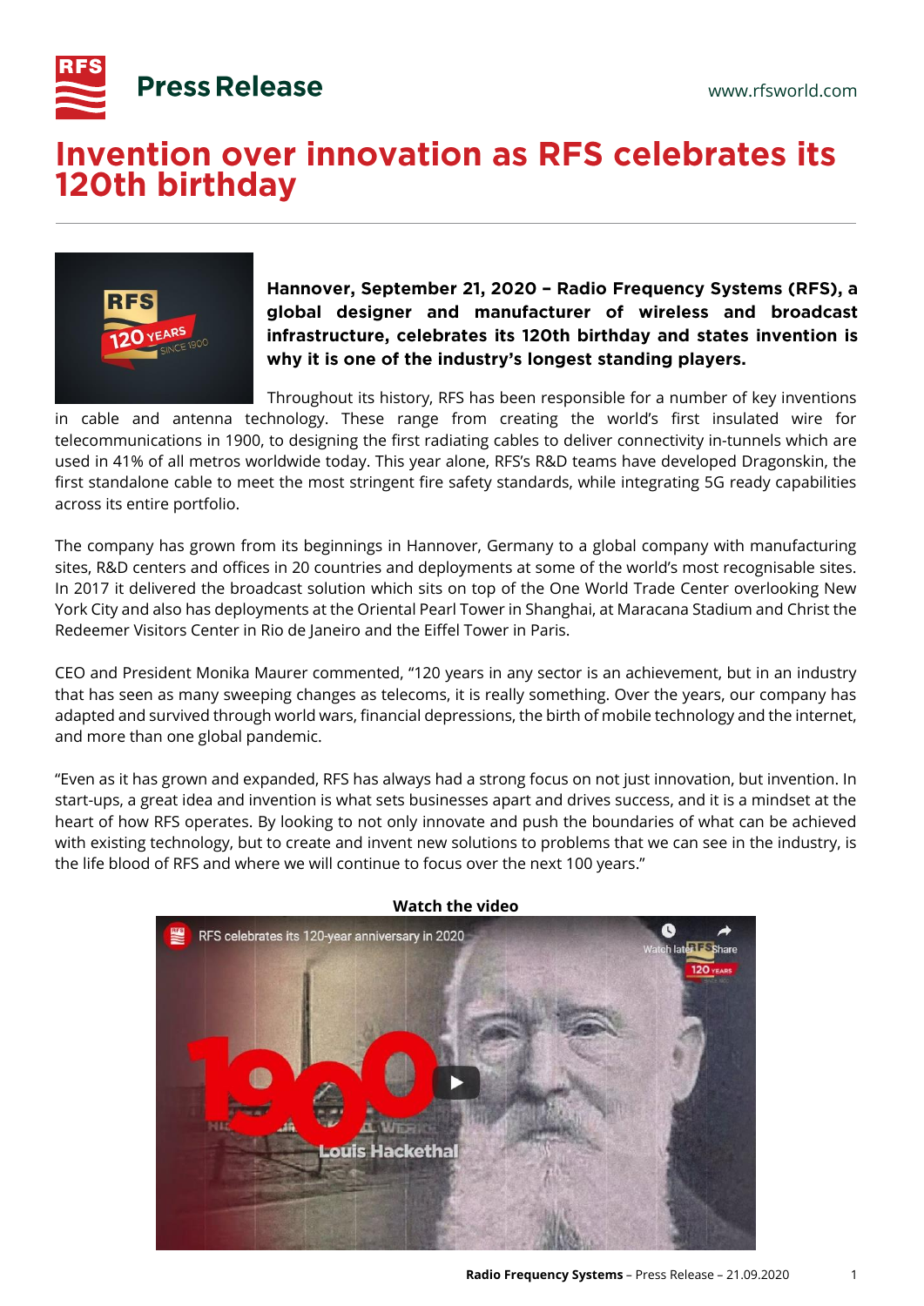Press Release

www.rfsworld.com

# Invention over innovation as RFS celebrates its 120th birthday

**Hannover, September 21, 2020 – Radio Frequency Systems (RFS), a global designer and manufacturer of wireless and broadcast infrastructure, celebrates its 120th birthday and states invention is why it is one of the industry's longest standing players.**

Throughout its history, RFS has been responsible for a number of key inventions in cable and antenna technology. These range from creating the world's first insulated wire for telecommunications in 1900, to designing the first radiating cables to deliver connectivity in-tunnels which are used in 41% of all metros worldwide today. This year alone, RFS's R&D teams have developed Dragonskin, the first standalone cable to meet the most stringent fire safety standards, while integrating 5G ready capabilities across its entire portfolio.

The company has grown from its beginnings in Hannover, Germany to a global company with manufacturing sites, R&D centers and offices in 20 countries and deployments at some of the world's most recognisable sites. In 2017 it delivered the broadcast solution which sits on top of the One World Trade Center overlooking New York City and also has deployments at the Oriental Pearl Tower in Shanghai, at Maracana Stadium and Christ the Redeemer Visitors Center in Rio de Janeiro and the Eiffel Tower in Paris.

CEO and President Monika Maurer commented, "120 years in any sector is an achievement, but in an industry that has seen as many sweeping changes as telecoms, it is really something. Over the years, our company has adapted and survived through world wars, financial depressions, the birth of mobile technology and the internet, and more than one global pandemic.

"Even as it has grown and expanded, RFS has always had a strong focus on not just innovation, but invention. In start-ups, a great idea and invention is what sets businesses apart and drives success, and it is a mindset at the heart of how RFS operates. By looking to not only innovate and push the boundaries of what can be achieved with existing technology, but to create and invent new solutions to problems that we can see in the industry, is the life blood of RFS and where we will continue to focus over the next 100 years."

**Watch the video**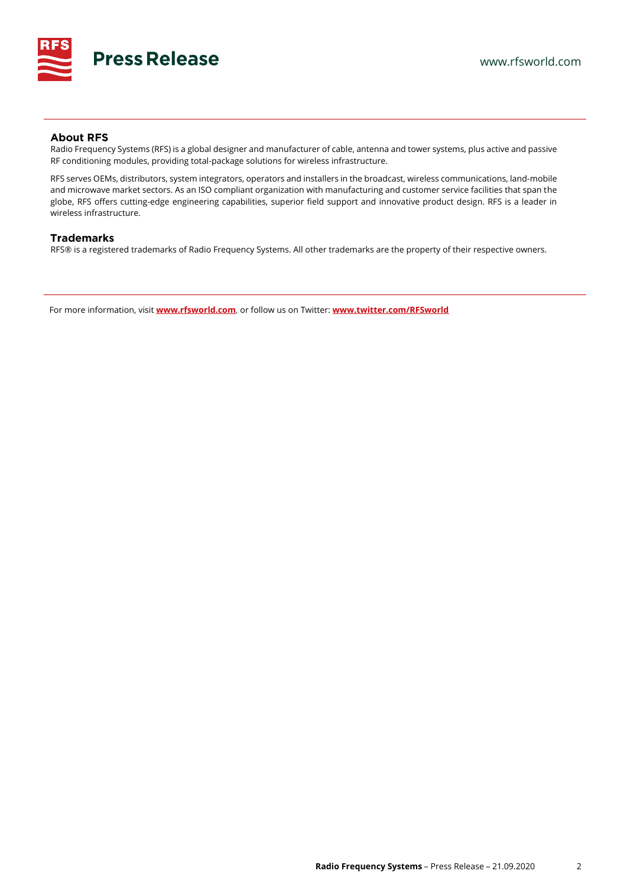## About RFS

Radio Frequency Systems (RFS) is a global designer and manufacturer of cable, antenna and tower systems, plus active and passive RF conditioning modules, providing total-package solutions for wireless infrastructure.

RFS serves OEMs, distributors, system integrators, operators and installers in the broadcast, wireless communications, land-mobile and microwave market sectors. As an ISO compliant organization with manufacturing and customer service facilities that span the globe, RFS offers cutting-edge engineering capabilities, superior field support and innovative product design. RFS is a leader in wireless infrastructure.

## Trademarks

RFS® is a registered trademarks of Radio Frequency Systems. All other trademarks are the property of their respective owners.

For more information, visit **www.rfsworld.com**, or follow us on Twitter: **www.twitter.com/RFSworld**